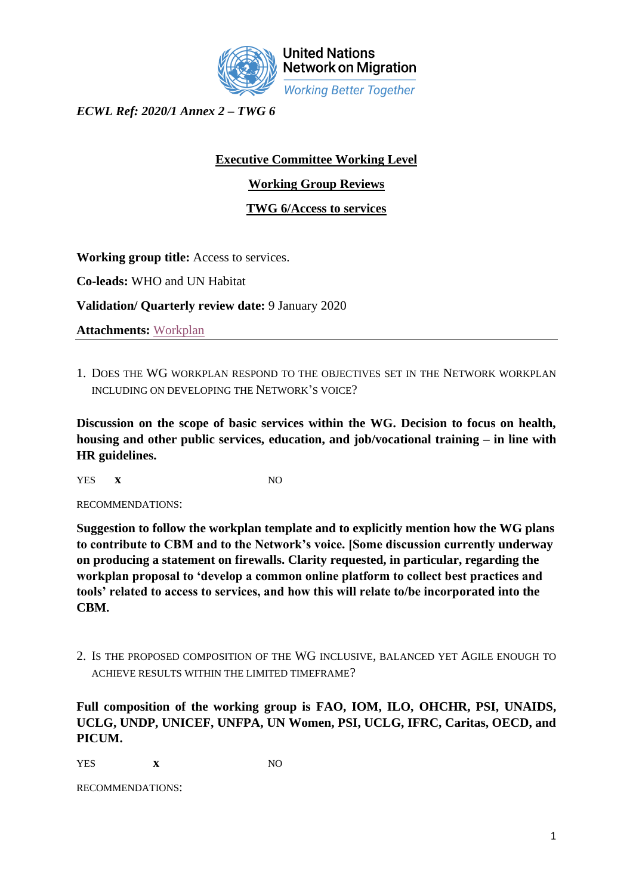United Nations Network on Migration
*Working Better Together*

*ECWL Ref: 2020/1 Annex 2 – TWG 6*

**Executive Committee Working Level**

**Working Group Reviews**

**TWG 6/Access to services**

**Working group title:** Access to services.

**Co-leads:** WHO and UN Habitat

**Validation/ Quarterly review date:** 9 January 2020

**Attachments:** Workplan

---

1. DOES THE WG WORKPLAN RESPOND TO THE OBJECTIVES SET IN THE NETWORK WORKPLAN INCLUDING ON DEVELOPING THE NETWORK'S VOICE?

**Discussion on the scope of basic services within the WG. Decision to focus on health, housing and other public services, education, and job/vocational training – in line with HR guidelines.**

YES **x** NO

RECOMMENDATIONS:

**Suggestion to follow the workplan template and to explicitly mention how the WG plans to contribute to CBM and to the Network's voice. [Some discussion currently underway on producing a statement on firewalls. Clarity requested, in particular, regarding the workplan proposal to 'develop a common online platform to collect best practices and tools' related to access to services, and how this will relate to/be incorporated into the CBM.**

2. IS THE PROPOSED COMPOSITION OF THE WG INCLUSIVE, BALANCED YET AGILE ENOUGH TO ACHIEVE RESULTS WITHIN THE LIMITED TIMEFRAME?

**Full composition of the working group is FAO, IOM, ILO, OHCHR, PSI, UNAIDS, UCLG, UNDP, UNICEF, UNFPA, UN Women, PSI, UCLG, IFRC, Caritas, OECD, and PICUM.**

YES **x** NO

RECOMMENDATIONS: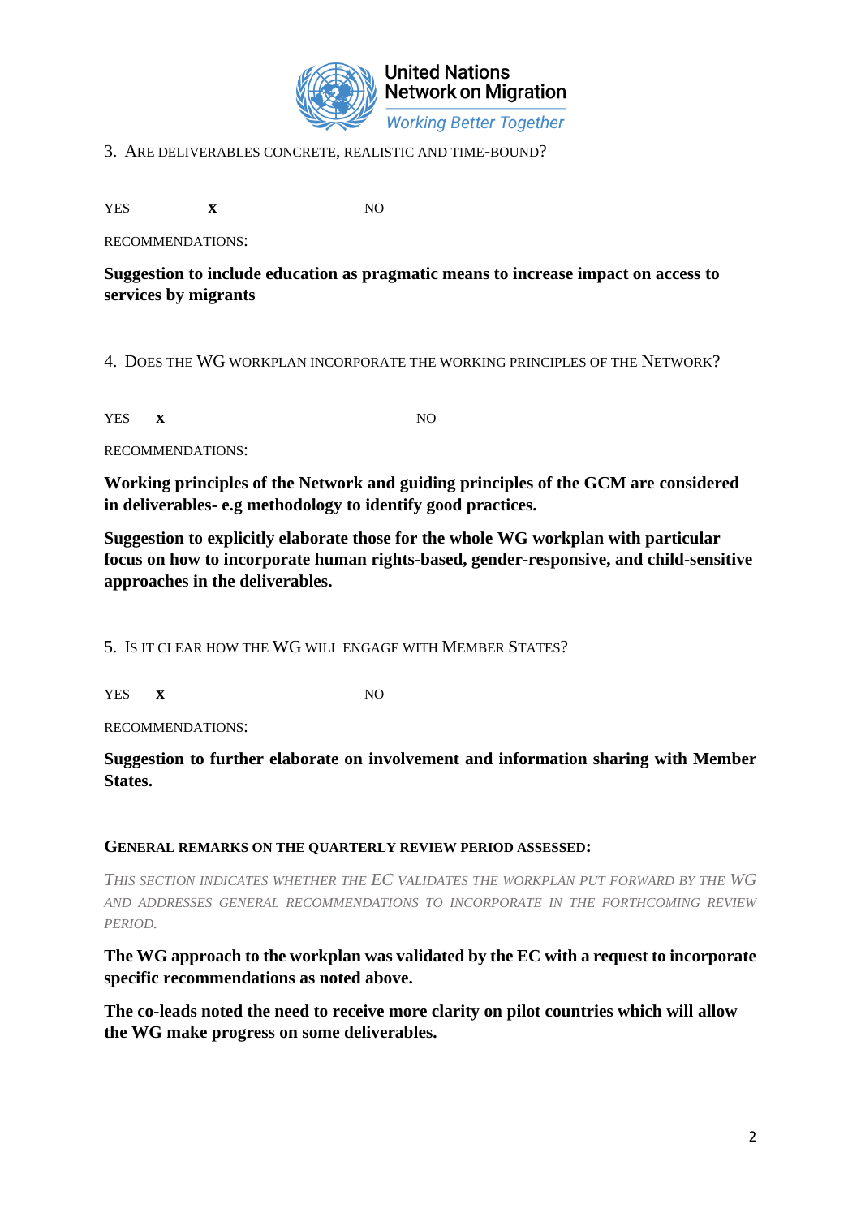3. Are deliverables concrete, realistic and time-bound?

YES **x** NO

RECOMMENDATIONS:

**Suggestion to include education as pragmatic means to increase impact on access to services by migrants**

4. Does the WG workplan incorporate the working principles of the Network?

YES **x** NO

RECOMMENDATIONS:

**Working principles of the Network and guiding principles of the GCM are considered in deliverables- e.g methodology to identify good practices.**

**Suggestion to explicitly elaborate those for the whole WG workplan with particular focus on how to incorporate human rights-based, gender-responsive, and child-sensitive approaches in the deliverables.**

5. Is it clear how the WG will engage with Member States?

YES **x** NO

RECOMMENDATIONS:

**Suggestion to further elaborate on involvement and information sharing with Member States.**

**General remarks on the quarterly review period assessed:**

*This section indicates whether the EC validates the workplan put forward by the WG and addresses general recommendations to incorporate in the forthcoming review period.*

**The WG approach to the workplan was validated by the EC with a request to incorporate specific recommendations as noted above.**

**The co-leads noted the need to receive more clarity on pilot countries which will allow the WG make progress on some deliverables.**